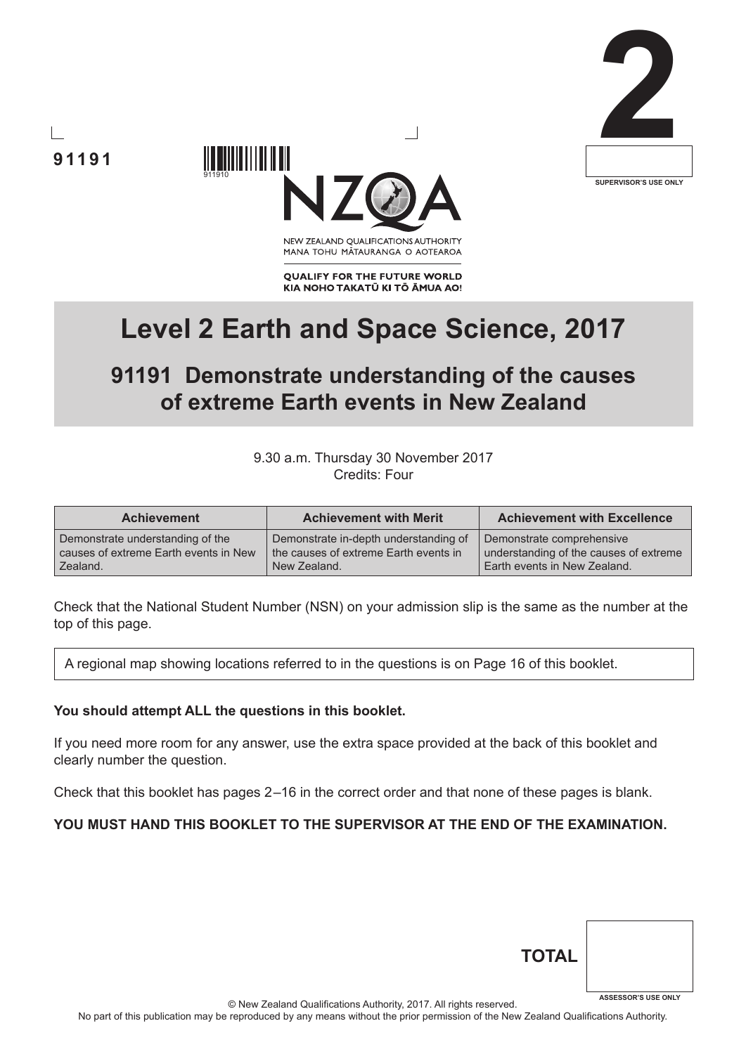91191

911910

2

SUPERVISOR'S USE ONLY

NEW ZEALAND QUALIFICATIONS AUTHORITY
MANA TOHU MĀTAURANGA O AOTEAROA

**QUALIFY FOR THE FUTURE WORLD**
**KIA NOHO TAKATŪ KI TŌ ĀMUA AO!**

# Level 2 Earth and Space Science, 2017

## 91191 Demonstrate understanding of the causes of extreme Earth events in New Zealand

9.30 a.m. Thursday 30 November 2017
Credits: Four

| Achievement | Achievement with Merit | Achievement with Excellence |
|---|---|---|
| Demonstrate understanding of the causes of extreme Earth events in New Zealand. | Demonstrate in-depth understanding of the causes of extreme Earth events in New Zealand. | Demonstrate comprehensive understanding of the causes of extreme Earth events in New Zealand. |

Check that the National Student Number (NSN) on your admission slip is the same as the number at the top of this page.

A regional map showing locations referred to in the questions is on Page 16 of this booklet.

**You should attempt ALL the questions in this booklet.**

If you need more room for any answer, use the extra space provided at the back of this booklet and clearly number the question.

Check that this booklet has pages 2–16 in the correct order and that none of these pages is blank.

**YOU MUST HAND THIS BOOKLET TO THE SUPERVISOR AT THE END OF THE EXAMINATION.**

**TOTAL**

ASSESSOR'S USE ONLY

© New Zealand Qualifications Authority, 2017. All rights reserved.
No part of this publication may be reproduced by any means without the prior permission of the New Zealand Qualifications Authority.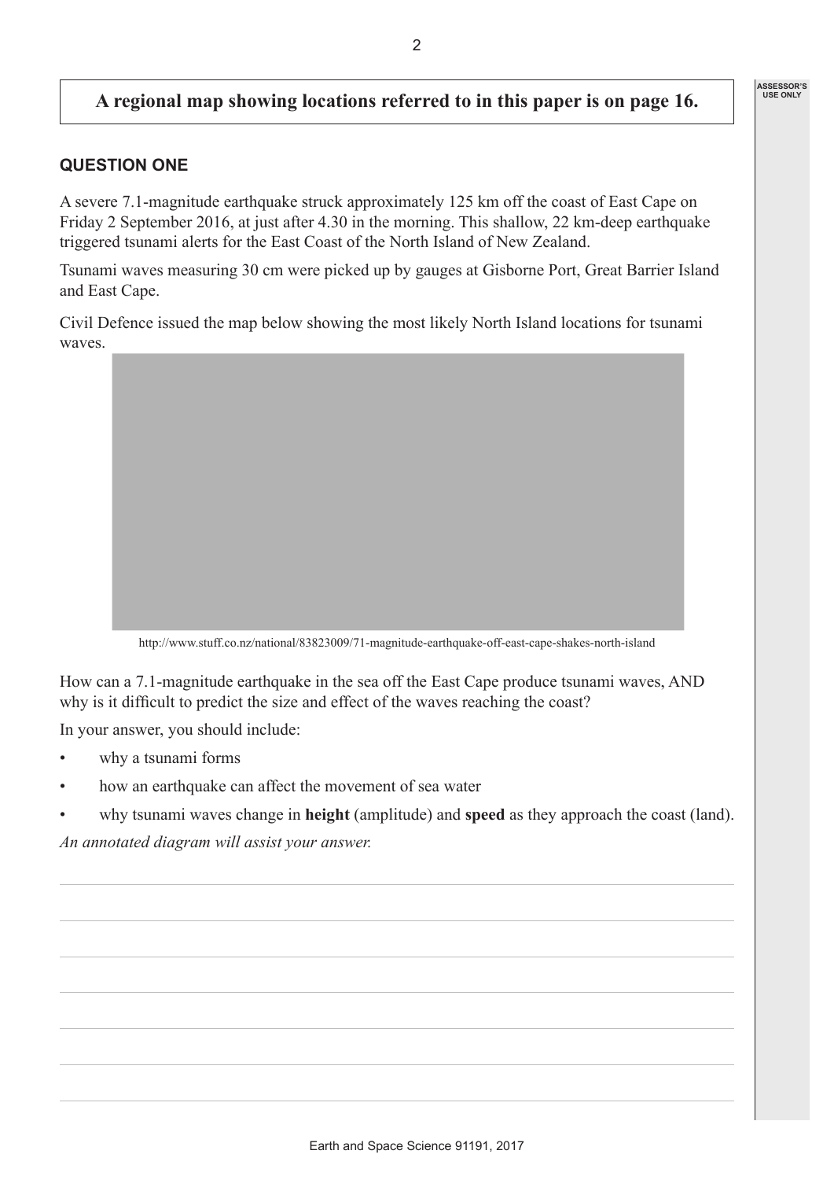**A regional map showing locations referred to in this paper is on page 16.**

## QUESTION ONE

A severe 7.1-magnitude earthquake struck approximately 125 km off the coast of East Cape on Friday 2 September 2016, at just after 4.30 in the morning. This shallow, 22 km-deep earthquake triggered tsunami alerts for the East Coast of the North Island of New Zealand.

Tsunami waves measuring 30 cm were picked up by gauges at Gisborne Port, Great Barrier Island and East Cape.

Civil Defence issued the map below showing the most likely North Island locations for tsunami waves.

http://www.stuff.co.nz/national/83823009/71-magnitude-earthquake-off-east-cape-shakes-north-island

How can a 7.1-magnitude earthquake in the sea off the East Cape produce tsunami waves, AND why is it difficult to predict the size and effect of the waves reaching the coast?

In your answer, you should include:

- why a tsunami forms
- how an earthquake can affect the movement of sea water
- why tsunami waves change in **height** (amplitude) and **speed** as they approach the coast (land).

*An annotated diagram will assist your answer.*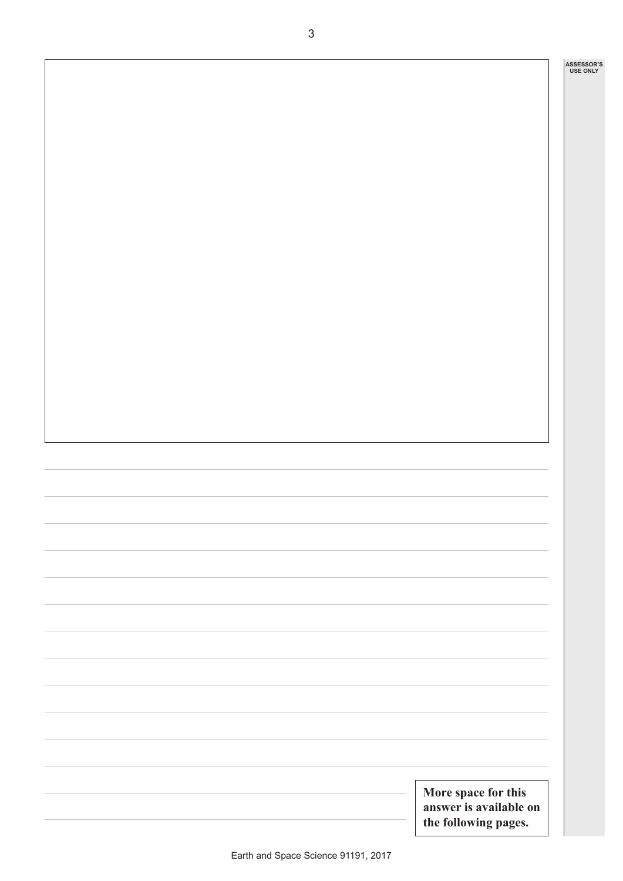ASSESSOR'S USE ONLY

**More space for this answer is available on the following pages.**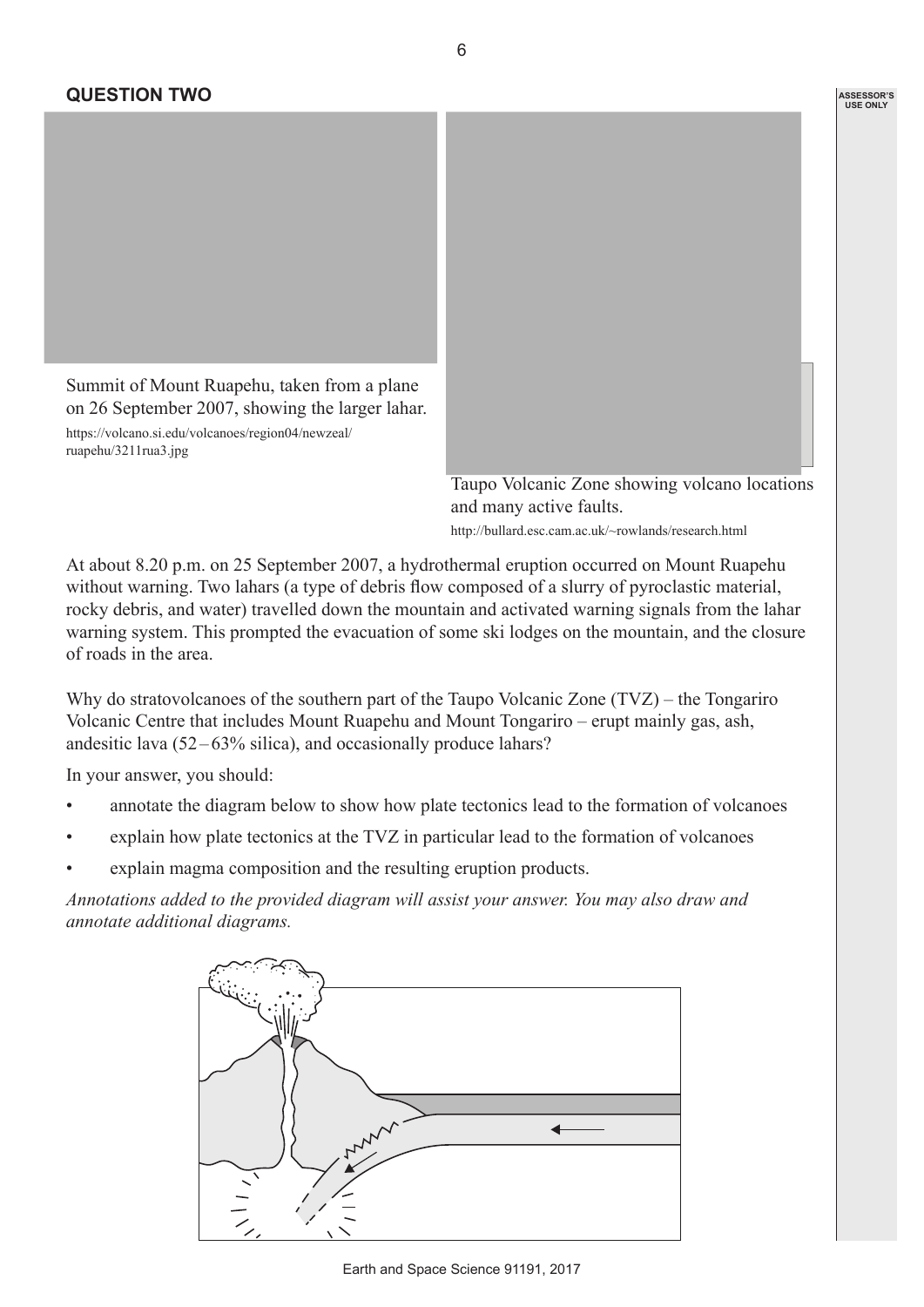## QUESTION TWO

Summit of Mount Ruapehu, taken from a plane on 26 September 2007, showing the larger lahar.

https://volcano.si.edu/volcanoes/region04/newzeal/ruapehu/3211rua3.jpg

Taupo Volcanic Zone showing volcano locations and many active faults.

http://bullard.esc.cam.ac.uk/~rowlands/research.html

At about 8.20 p.m. on 25 September 2007, a hydrothermal eruption occurred on Mount Ruapehu without warning. Two lahars (a type of debris flow composed of a slurry of pyroclastic material, rocky debris, and water) travelled down the mountain and activated warning signals from the lahar warning system. This prompted the evacuation of some ski lodges on the mountain, and the closure of roads in the area.

Why do stratovolcanoes of the southern part of the Taupo Volcanic Zone (TVZ) – the Tongariro Volcanic Centre that includes Mount Ruapehu and Mount Tongariro – erupt mainly gas, ash, andesitic lava (52 – 63% silica), and occasionally produce lahars?

In your answer, you should:

- annotate the diagram below to show how plate tectonics lead to the formation of volcanoes
- explain how plate tectonics at the TVZ in particular lead to the formation of volcanoes
- explain magma composition and the resulting eruption products.

*Annotations added to the provided diagram will assist your answer. You may also draw and annotate additional diagrams.*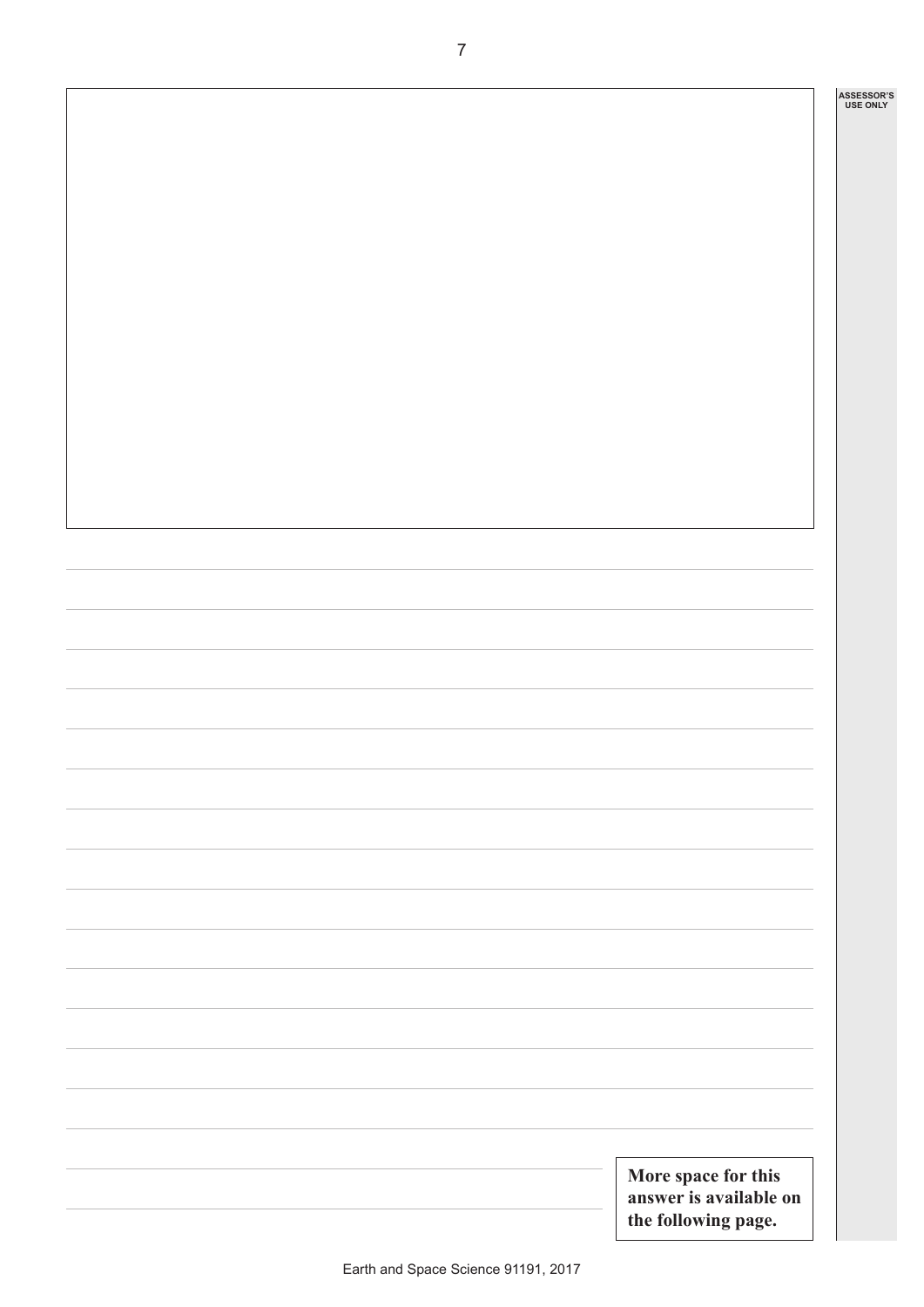ASSESSOR'S USE ONLY

More space for this answer is available on the following page.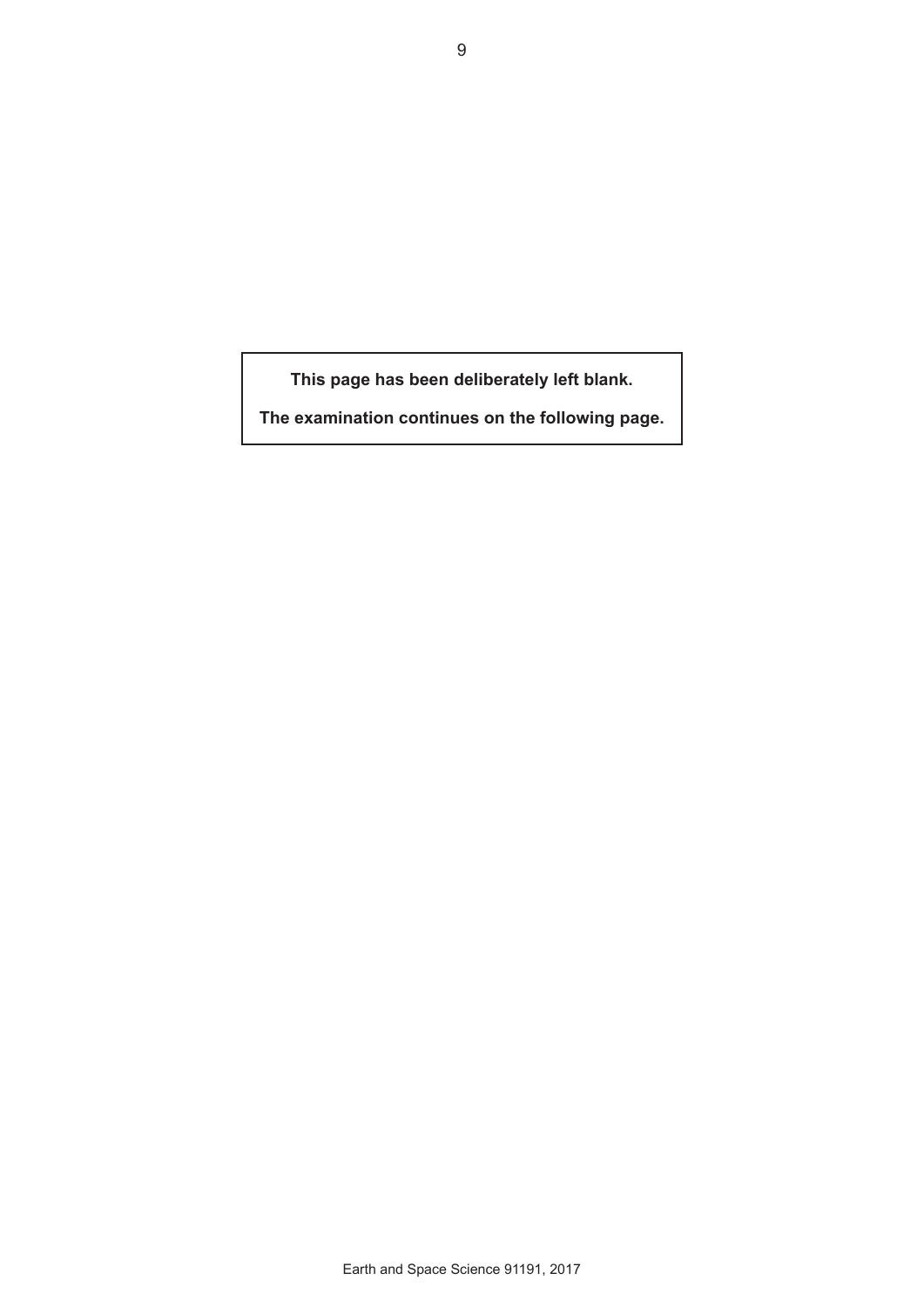**This page has been deliberately left blank.**

**The examination continues on the following page.**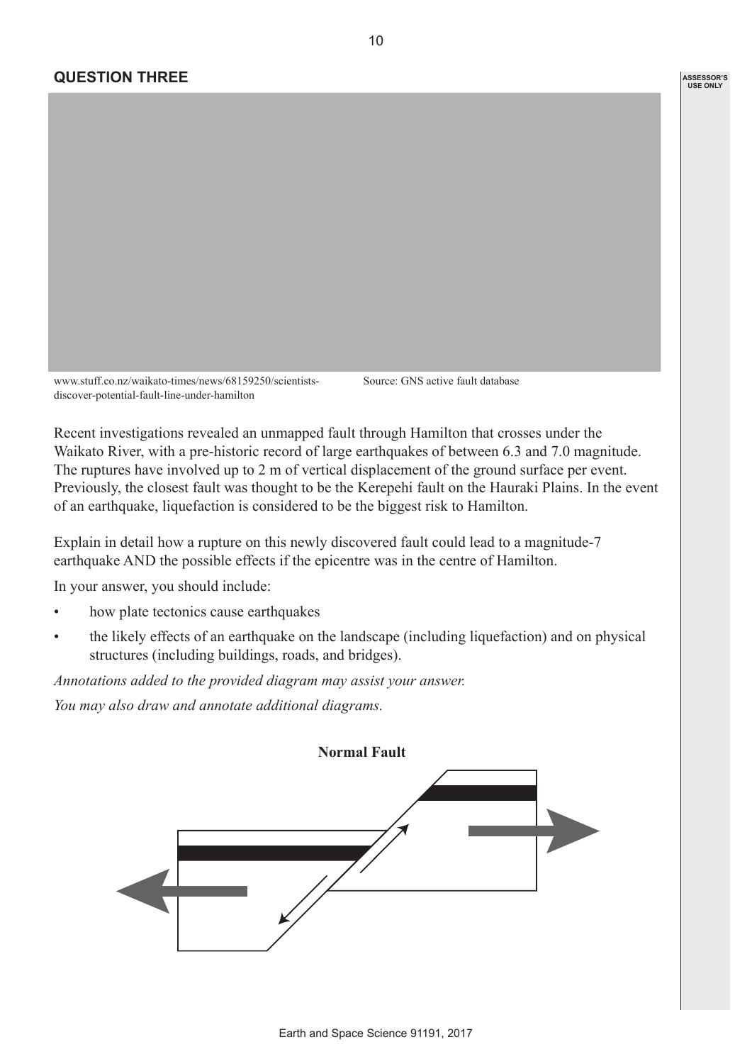## QUESTION THREE

www.stuff.co.nz/waikato-times/news/68159250/scientists-discover-potential-fault-line-under-hamilton

Source: GNS active fault database

Recent investigations revealed an unmapped fault through Hamilton that crosses under the Waikato River, with a pre-historic record of large earthquakes of between 6.3 and 7.0 magnitude. The ruptures have involved up to 2 m of vertical displacement of the ground surface per event. Previously, the closest fault was thought to be the Kerepehi fault on the Hauraki Plains. In the event of an earthquake, liquefaction is considered to be the biggest risk to Hamilton.

Explain in detail how a rupture on this newly discovered fault could lead to a magnitude-7 earthquake AND the possible effects if the epicentre was in the centre of Hamilton.

In your answer, you should include:

- how plate tectonics cause earthquakes
- the likely effects of an earthquake on the landscape (including liquefaction) and on physical structures (including buildings, roads, and bridges).

*Annotations added to the provided diagram may assist your answer.*

*You may also draw and annotate additional diagrams.*

**Normal Fault**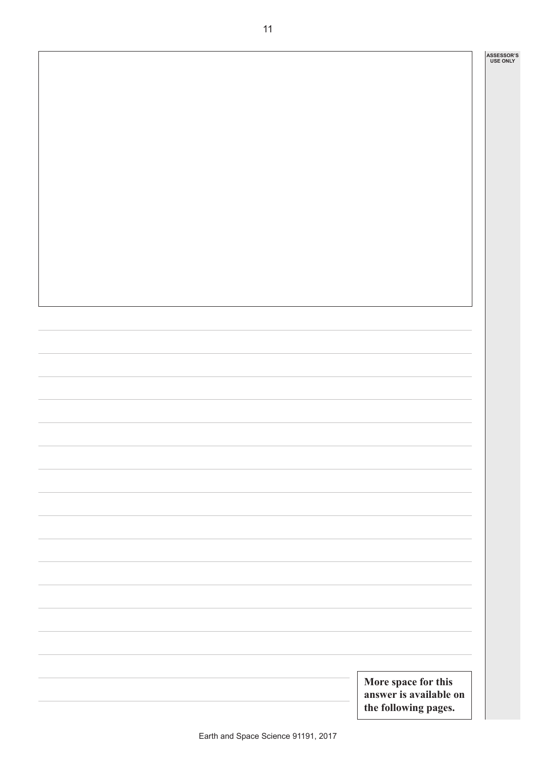More space for this answer is available on the following pages.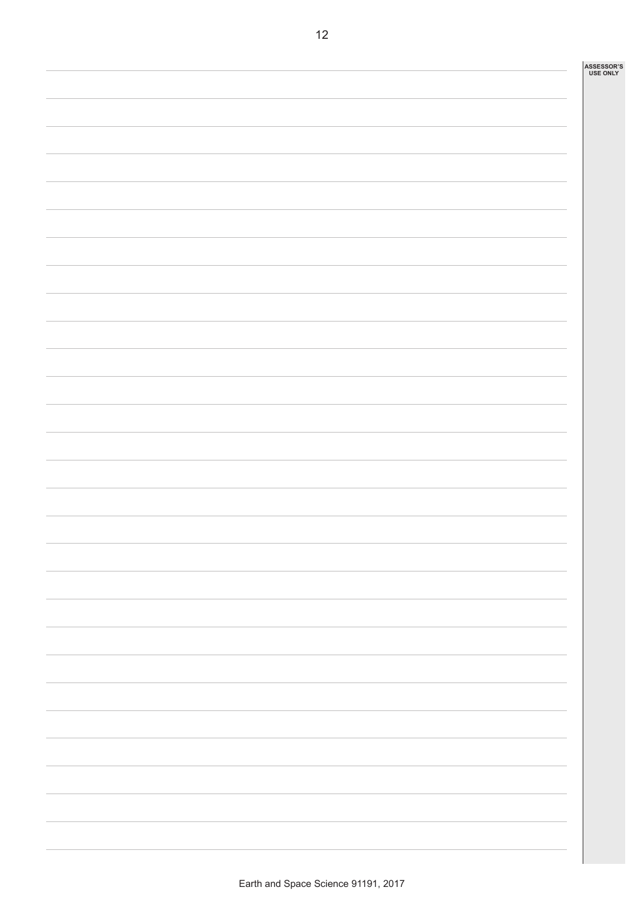ASSESSOR'S USE ONLY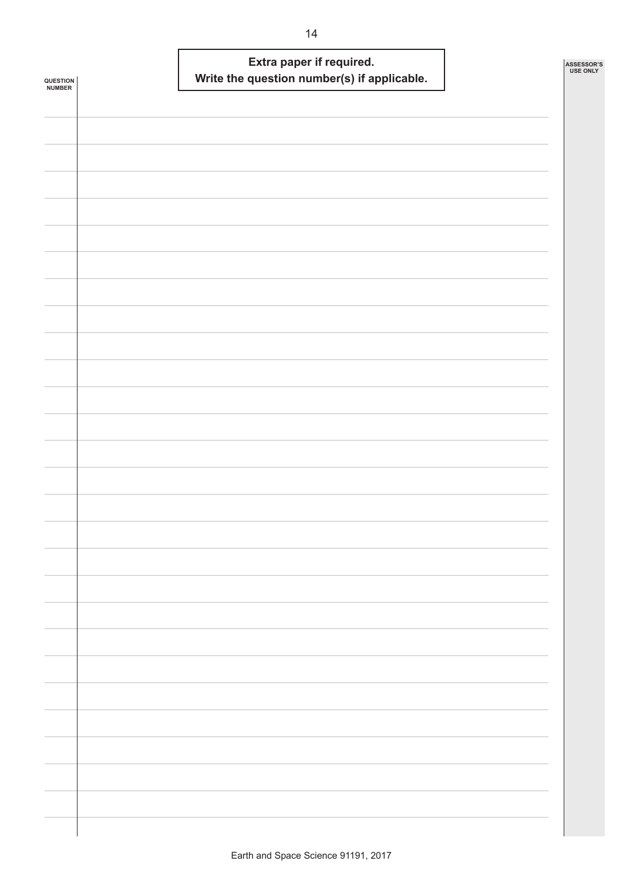**Extra paper if required.**
**Write the question number(s) if applicable.**

QUESTION NUMBER

ASSESSOR'S USE ONLY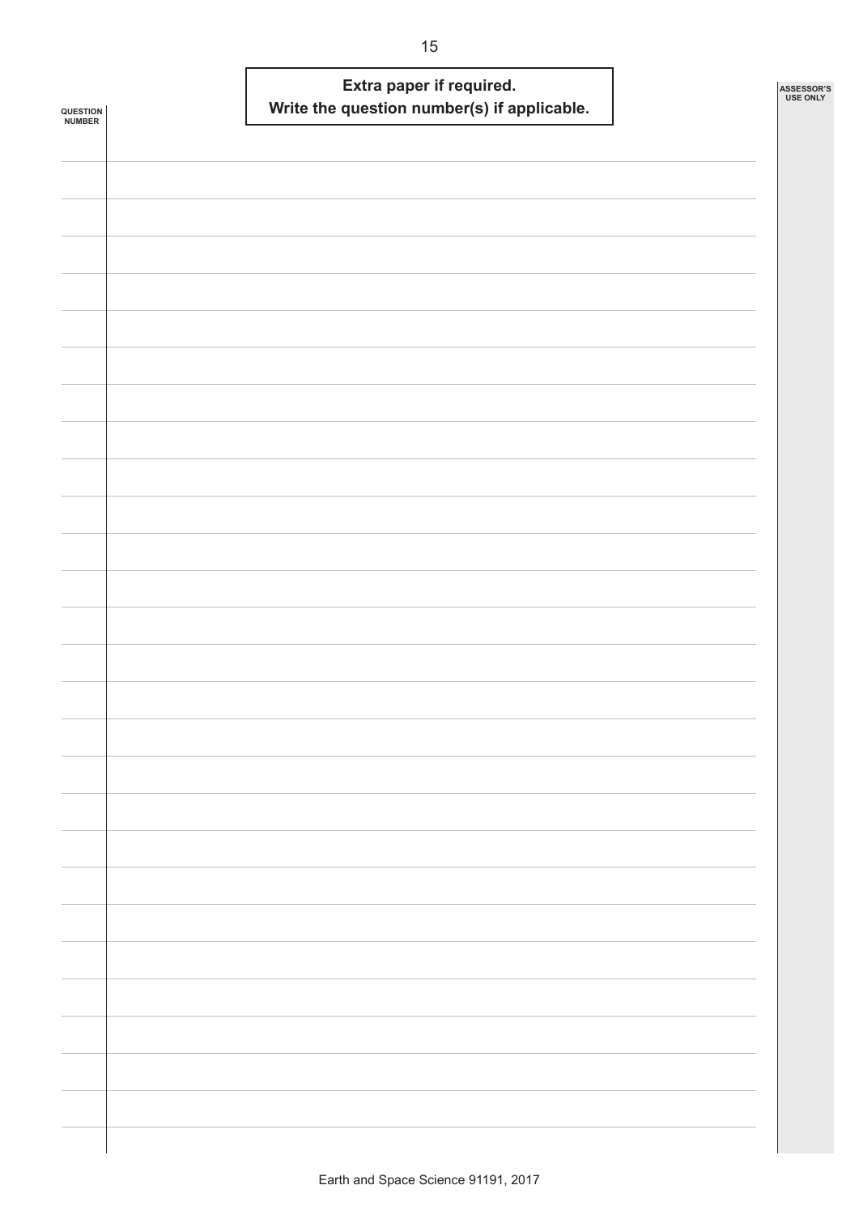**Extra paper if required.**
**Write the question number(s) if applicable.**

QUESTION NUMBER

ASSESSOR'S USE ONLY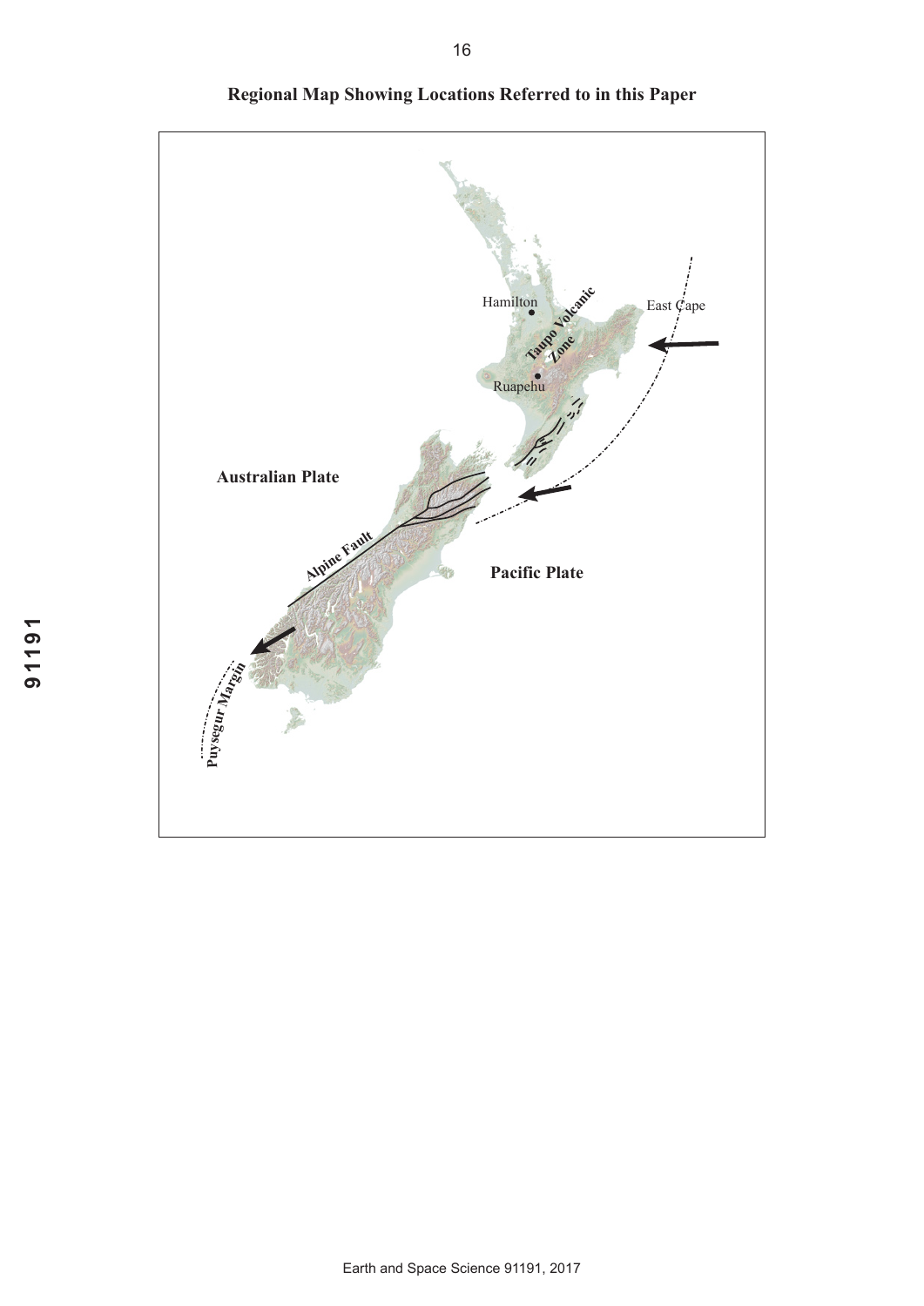# Regional Map Showing Locations Referred to in this Paper

Hamilton

Taupo Volcanic Zone

East Cape

Ruapehu

Australian Plate

Alpine Fault

Pacific Plate

Puysegur Margin